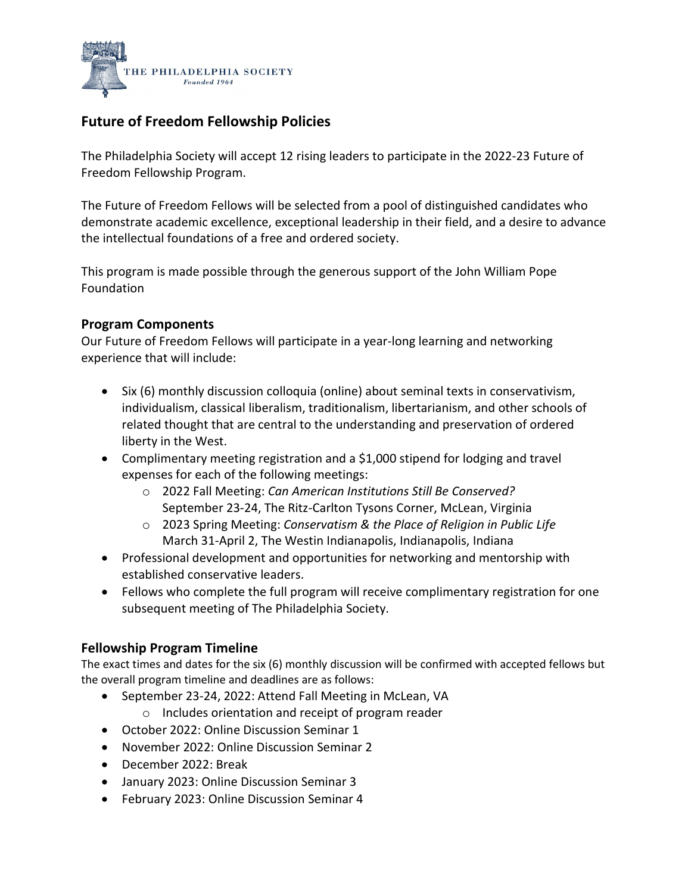THE PHILADELPHIA SOCIETY
*Founded 1964*

## Future of Freedom Fellowship Policies

The Philadelphia Society will accept 12 rising leaders to participate in the 2022-23 Future of Freedom Fellowship Program.

The Future of Freedom Fellows will be selected from a pool of distinguished candidates who demonstrate academic excellence, exceptional leadership in their field, and a desire to advance the intellectual foundations of a free and ordered society.

This program is made possible through the generous support of the John William Pope Foundation

### Program Components

Our Future of Freedom Fellows will participate in a year-long learning and networking experience that will include:

- Six (6) monthly discussion colloquia (online) about seminal texts in conservativism, individualism, classical liberalism, traditionalism, libertarianism, and other schools of related thought that are central to the understanding and preservation of ordered liberty in the West.
- Complimentary meeting registration and a $1,000 stipend for lodging and travel expenses for each of the following meetings:
  - 2022 Fall Meeting: *Can American Institutions Still Be Conserved?* September 23-24, The Ritz-Carlton Tysons Corner, McLean, Virginia
  - 2023 Spring Meeting: *Conservatism & the Place of Religion in Public Life* March 31-April 2, The Westin Indianapolis, Indianapolis, Indiana
- Professional development and opportunities for networking and mentorship with established conservative leaders.
- Fellows who complete the full program will receive complimentary registration for one subsequent meeting of The Philadelphia Society.

### Fellowship Program Timeline

The exact times and dates for the six (6) monthly discussion will be confirmed with accepted fellows but the overall program timeline and deadlines are as follows:

- September 23-24, 2022: Attend Fall Meeting in McLean, VA
  - Includes orientation and receipt of program reader
- October 2022: Online Discussion Seminar 1
- November 2022: Online Discussion Seminar 2
- December 2022: Break
- January 2023: Online Discussion Seminar 3
- February 2023: Online Discussion Seminar 4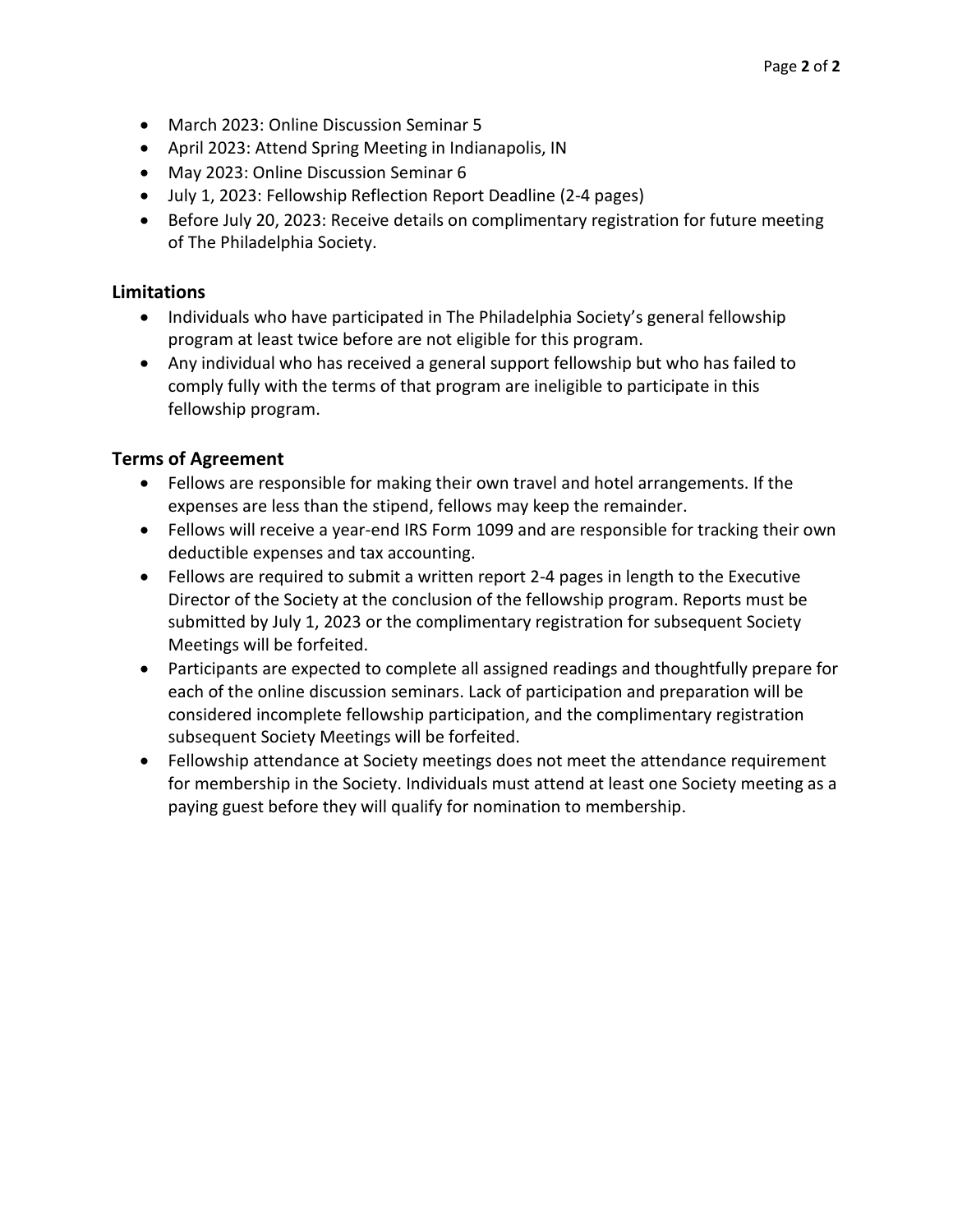- March 2023: Online Discussion Seminar 5
- April 2023: Attend Spring Meeting in Indianapolis, IN
- May 2023: Online Discussion Seminar 6
- July 1, 2023: Fellowship Reflection Report Deadline (2-4 pages)
- Before July 20, 2023: Receive details on complimentary registration for future meeting of The Philadelphia Society.

## Limitations

- Individuals who have participated in The Philadelphia Society's general fellowship program at least twice before are not eligible for this program.
- Any individual who has received a general support fellowship but who has failed to comply fully with the terms of that program are ineligible to participate in this fellowship program.

## Terms of Agreement

- Fellows are responsible for making their own travel and hotel arrangements. If the expenses are less than the stipend, fellows may keep the remainder.
- Fellows will receive a year-end IRS Form 1099 and are responsible for tracking their own deductible expenses and tax accounting.
- Fellows are required to submit a written report 2-4 pages in length to the Executive Director of the Society at the conclusion of the fellowship program. Reports must be submitted by July 1, 2023 or the complimentary registration for subsequent Society Meetings will be forfeited.
- Participants are expected to complete all assigned readings and thoughtfully prepare for each of the online discussion seminars. Lack of participation and preparation will be considered incomplete fellowship participation, and the complimentary registration subsequent Society Meetings will be forfeited.
- Fellowship attendance at Society meetings does not meet the attendance requirement for membership in the Society. Individuals must attend at least one Society meeting as a paying guest before they will qualify for nomination to membership.